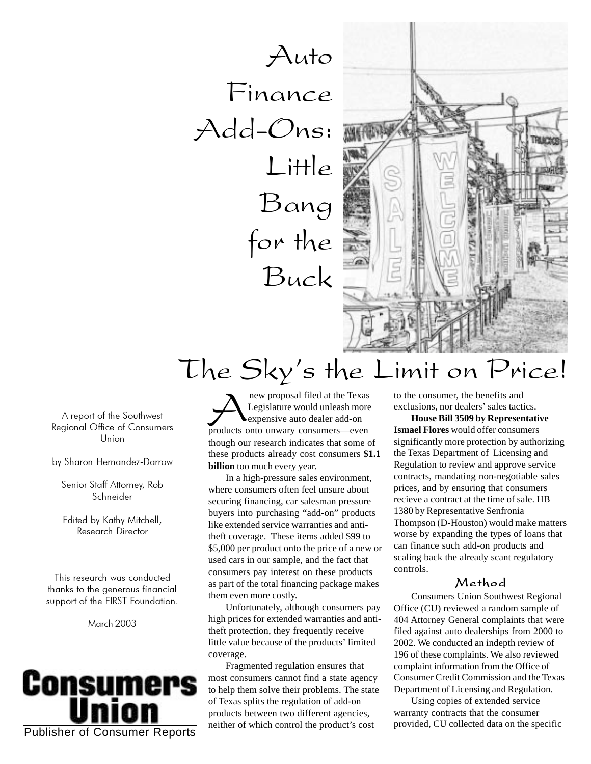# Auto Finance Add-Ons: Little Bang for the Buck

## The Sky's the Limit on Price!

A report of the Southwest Regional Office of Consumers Union

by Sharon Hernandez-Darrow

Senior Staff Attorney, Rob Schneider

Edited by Kathy Mitchell, Research Director

This research was conducted thanks to the generous financial support of the FIRST Foundation.

March 2003

**Consumers Union**

Publisher of Consumer Reports

A new proposal filed at the Texas Legislature would unleash more expensive auto dealer add-on products onto unwary consumers—even though our research indicates that some of these products already cost consumers **$1.1 billion** too much every year.

In a high-pressure sales environment, where consumers often feel unsure about securing financing, car salesman pressure buyers into purchasing "add-on" products like extended service warranties and anti-theft coverage. These items added $99 to $5,000 per product onto the price of a new or used cars in our sample, and the fact that consumers pay interest on these products as part of the total financing package makes them even more costly.

Unfortunately, although consumers pay high prices for extended warranties and anti-theft protection, they frequently receive little value because of the products' limited coverage.

Fragmented regulation ensures that most consumers cannot find a state agency to help them solve their problems. The state of Texas splits the regulation of add-on products between two different agencies, neither of which control the product's cost to the consumer, the benefits and exclusions, nor dealers' sales tactics.

**House Bill 3509 by Representative Ismael Flores** would offer consumers significantly more protection by authorizing the Texas Department of Licensing and Regulation to review and approve service contracts, mandating non-negotiable sales prices, and by ensuring that consumers recieve a contract at the time of sale. HB 1380 by Representative Senfronia Thompson (D-Houston) would make matters worse by expanding the types of loans that can finance such add-on products and scaling back the already scant regulatory controls.

### Method

Consumers Union Southwest Regional Office (CU) reviewed a random sample of 404 Attorney General complaints that were filed against auto dealerships from 2000 to 2002. We conducted an indepth review of 196 of these complaints. We also reviewed complaint information from the Office of Consumer Credit Commission and the Texas Department of Licensing and Regulation.

Using copies of extended service warranty contracts that the consumer provided, CU collected data on the specific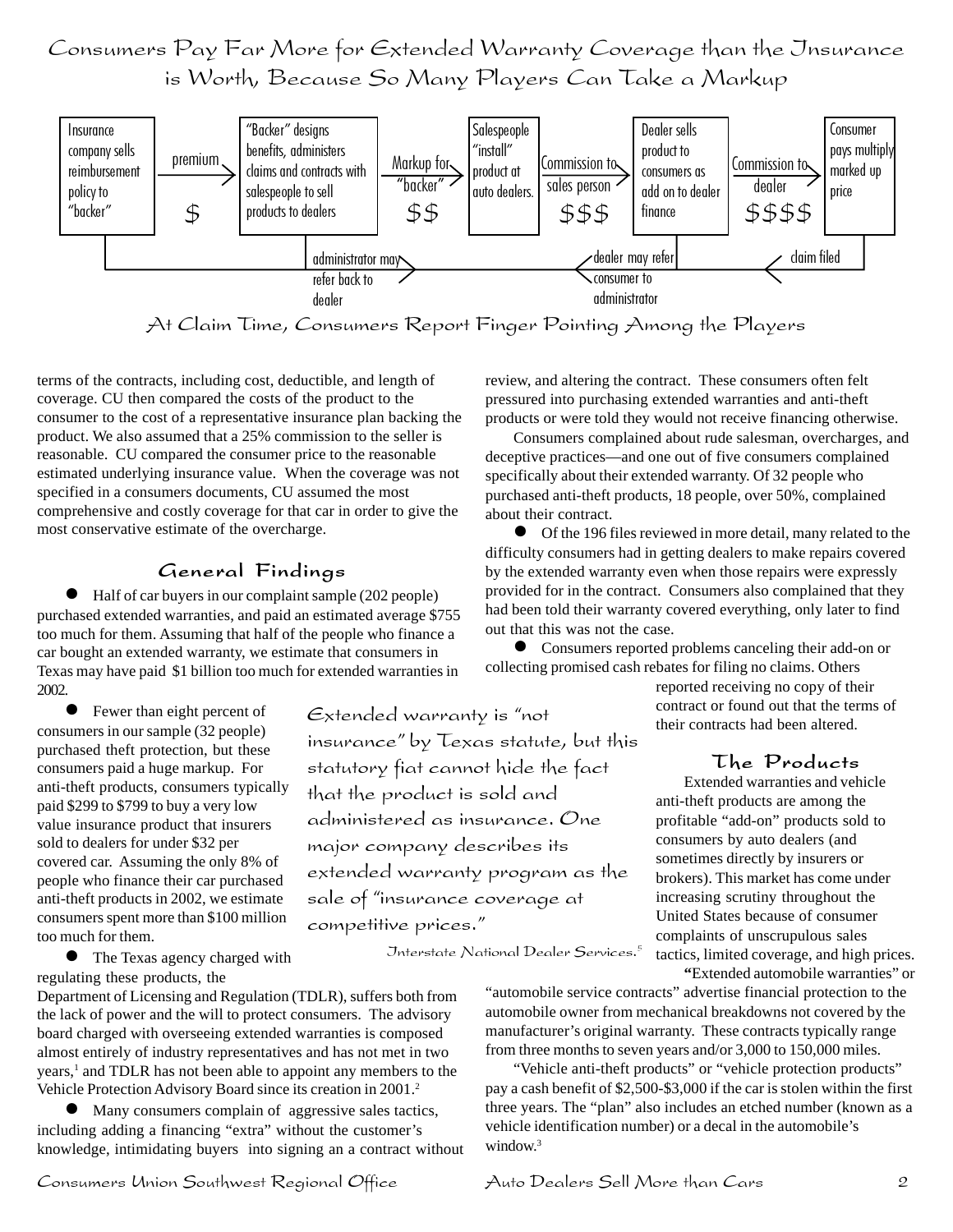## Consumers Pay Far More for Extended Warranty Coverage than the Insurance is Worth, Because So Many Players Can Take a Markup

Insurance company sells reimbursement policy to "backer" → premium $ → "Backer" designs benefits, administers claims and contracts with salespeople to sell products to dealers → Markup for "backer" $$ → Salespeople "install" product at auto dealers. → Commission to sales person $$$ → Dealer sells product to consumers as add on to dealer finance → Commission to dealer $$$$ → Consumer pays multiply marked up price

claim filed ← dealer may refer consumer to administrator ← administrator may refer back to dealer

At Claim Time, Consumers Report Finger Pointing Among the Players

terms of the contracts, including cost, deductible, and length of coverage. CU then compared the costs of the product to the consumer to the cost of a representative insurance plan backing the product. We also assumed that a 25% commission to the seller is reasonable. CU compared the consumer price to the reasonable estimated underlying insurance value. When the coverage was not specified in a consumers documents, CU assumed the most comprehensive and costly coverage for that car in order to give the most conservative estimate of the overcharge.

### General Findings

- Half of car buyers in our complaint sample (202 people) purchased extended warranties, and paid an estimated average $755 too much for them. Assuming that half of the people who finance a car bought an extended warranty, we estimate that consumers in Texas may have paid $1 billion too much for extended warranties in 2002.

- Fewer than eight percent of consumers in our sample (32 people) purchased theft protection, but these consumers paid a huge markup. For anti-theft products, consumers typically paid $299 to $799 to buy a very low value insurance product that insurers sold to dealers for under $32 per covered car. Assuming the only 8% of people who finance their car purchased anti-theft products in 2002, we estimate consumers spent more than $100 million too much for them.

- The Texas agency charged with regulating these products, the Department of Licensing and Regulation (TDLR), suffers both from the lack of power and the will to protect consumers. The advisory board charged with overseeing extended warranties is composed almost entirely of industry representatives and has not met in two years,[1] and TDLR has not been able to appoint any members to the Vehicle Protection Advisory Board since its creation in 2001.[2]

- Many consumers complain of aggressive sales tactics, including adding a financing "extra" without the customer's knowledge, intimidating buyers into signing an a contract without review, and altering the contract. These consumers often felt pressured into purchasing extended warranties and anti-theft products or were told they would not receive financing otherwise.

Consumers complained about rude salesman, overcharges, and deceptive practices—and one out of five consumers complained specifically about their extended warranty. Of 32 people who purchased anti-theft products, 18 people, over 50%, complained about their contract.

- Of the 196 files reviewed in more detail, many related to the difficulty consumers had in getting dealers to make repairs covered by the extended warranty even when those repairs were expressly provided for in the contract. Consumers also complained that they had been told their warranty covered everything, only later to find out that this was not the case.

- Consumers reported problems canceling their add-on or collecting promised cash rebates for filing no claims. Others reported receiving no copy of their contract or found out that the terms of their contracts had been altered.

> Extended warranty is "not insurance" by Texas statute, but this statutory fiat cannot hide the fact that the product is sold and administered as insurance. One major company describes its extended warranty program as the sale of "insurance coverage at competitive prices."
>
> Interstate National Dealer Services.[5]

### The Products

Extended warranties and vehicle anti-theft products are among the profitable "add-on" products sold to consumers by auto dealers (and sometimes directly by insurers or brokers). This market has come under increasing scrutiny throughout the United States because of consumer complaints of unscrupulous sales tactics, limited coverage, and high prices.

**"**Extended automobile warranties" or "automobile service contracts" advertise financial protection to the automobile owner from mechanical breakdowns not covered by the manufacturer's original warranty. These contracts typically range from three months to seven years and/or 3,000 to 150,000 miles.

"Vehicle anti-theft products" or "vehicle protection products" pay a cash benefit of $2,500-$3,000 if the car is stolen within the first three years. The "plan" also includes an etched number (known as a vehicle identification number) or a decal in the automobile's window.[3]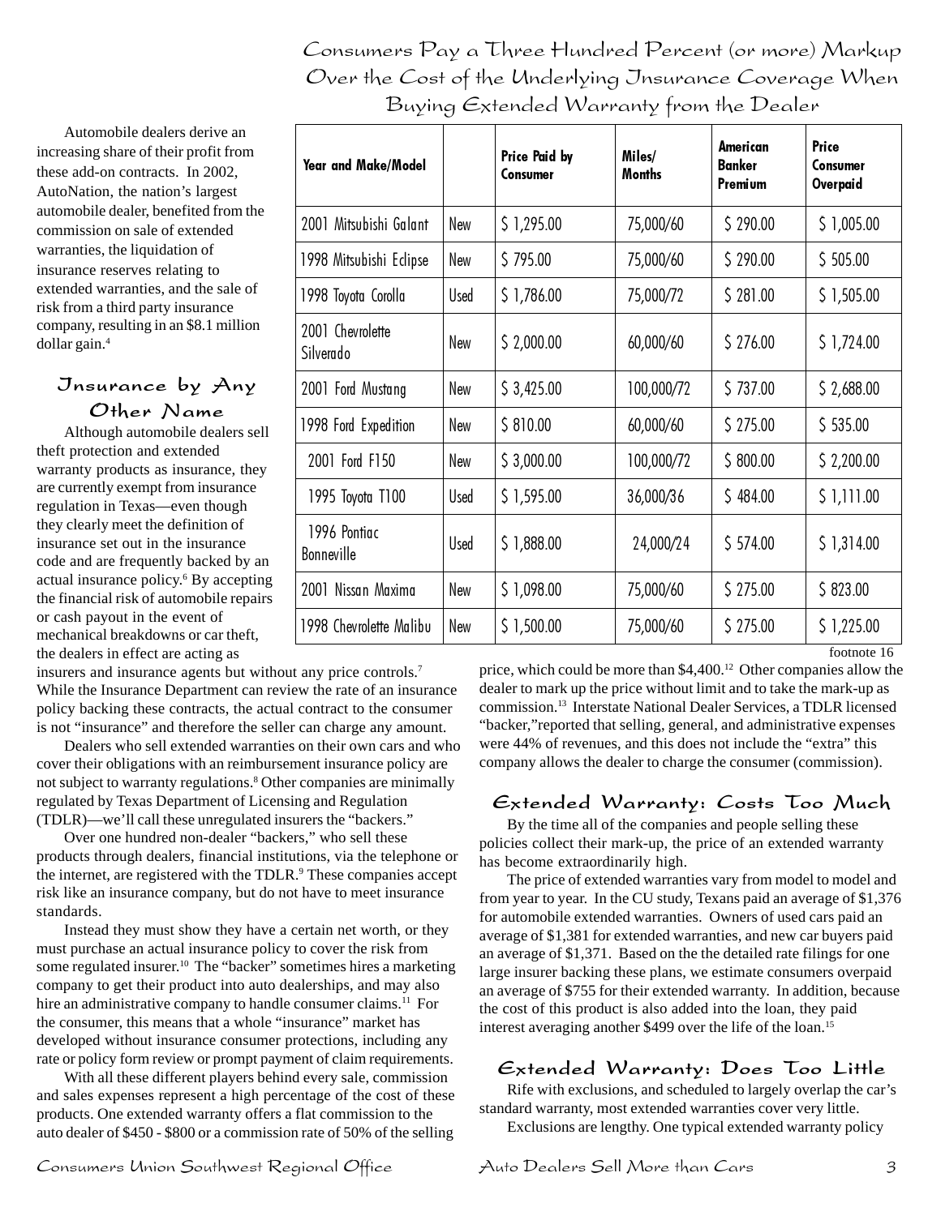Automobile dealers derive an increasing share of their profit from these add-on contracts. In 2002, AutoNation, the nation's largest automobile dealer, benefited from the commission on sale of extended warranties, the liquidation of insurance reserves relating to extended warranties, and the sale of risk from a third party insurance company, resulting in an $8.1 million dollar gain.[4]

## Consumers Pay a Three Hundred Percent (or more) Markup Over the Cost of the Underlying Insurance Coverage When Buying Extended Warranty from the Dealer

| Year and Make/Model | | Price Paid by Consumer | Miles/ Months | American Banker Premium | Price Consumer Overpaid |
|---|---|---|---|---|---|
| 2001 Mitsubishi Galant | New | $ 1,295.00 | 75,000/60 | $ 290.00 | $ 1,005.00 |
| 1998 Mitsubishi Eclipse | New | $ 795.00 | 75,000/60 | $ 290.00 | $ 505.00 |
| 1998 Toyota Corolla | Used | $ 1,786.00 | 75,000/72 | $ 281.00 | $ 1,505.00 |
| 2001 Chevrolette Silverado | New | $ 2,000.00 | 60,000/60 | $ 276.00 | $ 1,724.00 |
| 2001 Ford Mustang | New | $ 3,425.00 | 100,000/72 | $ 737.00 | $ 2,688.00 |
| 1998 Ford Expedition | New | $ 810.00 | 60,000/60 | $ 275.00 | $ 535.00 |
| 2001 Ford F150 | New | $ 3,000.00 | 100,000/72 | $ 800.00 | $ 2,200.00 |
| 1995 Toyota T100 | Used | $ 1,595.00 | 36,000/36 | $ 484.00 | $ 1,111.00 |
| 1996 Pontiac Bonneville | Used | $ 1,888.00 | 24,000/24 | $ 574.00 | $ 1,314.00 |
| 2001 Nissan Maxima | New | $ 1,098.00 | 75,000/60 | $ 275.00 | $ 823.00 |
| 1998 Chevrolette Malibu | New | $ 1,500.00 | 75,000/60 | $ 275.00 | $ 1,225.00 |

footnote 16

## Insurance by Any Other Name

Although automobile dealers sell theft protection and extended warranty products as insurance, they are currently exempt from insurance regulation in Texas—even though they clearly meet the definition of insurance set out in the insurance code and are frequently backed by an actual insurance policy.[6] By accepting the financial risk of automobile repairs or cash payout in the event of mechanical breakdowns or car theft, the dealers in effect are acting as insurers and insurance agents but without any price controls.[7] While the Insurance Department can review the rate of an insurance policy backing these contracts, the actual contract to the consumer is not "insurance" and therefore the seller can charge any amount.

Dealers who sell extended warranties on their own cars and who cover their obligations with an reimbursement insurance policy are not subject to warranty regulations.[8] Other companies are minimally regulated by Texas Department of Licensing and Regulation (TDLR)—we'll call these unregulated insurers the "backers."

Over one hundred non-dealer "backers," who sell these products through dealers, financial institutions, via the telephone or the internet, are registered with the TDLR.[9] These companies accept risk like an insurance company, but do not have to meet insurance standards.

Instead they must show they have a certain net worth, or they must purchase an actual insurance policy to cover the risk from some regulated insurer.[10] The "backer" sometimes hires a marketing company to get their product into auto dealerships, and may also hire an administrative company to handle consumer claims.[11] For the consumer, this means that a whole "insurance" market has developed without insurance consumer protections, including any rate or policy form review or prompt payment of claim requirements.

With all these different players behind every sale, commission and sales expenses represent a high percentage of the cost of these products. One extended warranty offers a flat commission to the auto dealer of $450 - $800 or a commission rate of 50% of the selling price, which could be more than $4,400.[12] Other companies allow the dealer to mark up the price without limit and to take the mark-up as commission.[13] Interstate National Dealer Services, a TDLR licensed "backer,"reported that selling, general, and administrative expenses were 44% of revenues, and this does not include the "extra" this company allows the dealer to charge the consumer (commission).

## Extended Warranty: Costs Too Much

By the time all of the companies and people selling these policies collect their mark-up, the price of an extended warranty has become extraordinarily high.

The price of extended warranties vary from model to model and from year to year. In the CU study, Texans paid an average of $1,376 for automobile extended warranties. Owners of used cars paid an average of $1,381 for extended warranties, and new car buyers paid an average of $1,371. Based on the the detailed rate filings for one large insurer backing these plans, we estimate consumers overpaid an average of $755 for their extended warranty. In addition, because the cost of this product is also added into the loan, they paid interest averaging another $499 over the life of the loan.[15]

## Extended Warranty: Does Too Little

Rife with exclusions, and scheduled to largely overlap the car's standard warranty, most extended warranties cover very little.

Exclusions are lengthy. One typical extended warranty policy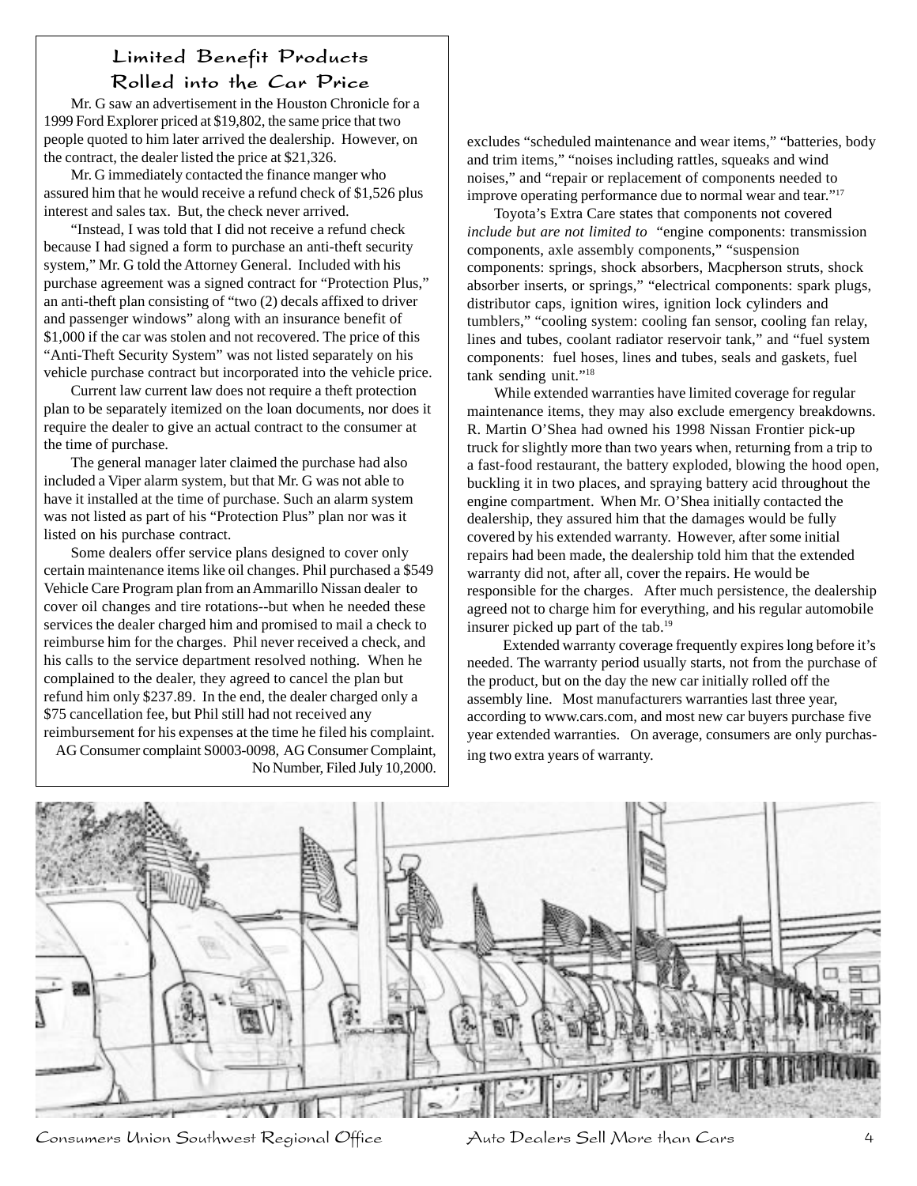## Limited Benefit Products Rolled into the Car Price

Mr. G saw an advertisement in the Houston Chronicle for a 1999 Ford Explorer priced at $19,802, the same price that two people quoted to him later arrived the dealership. However, on the contract, the dealer listed the price at $21,326.

Mr. G immediately contacted the finance manger who assured him that he would receive a refund check of $1,526 plus interest and sales tax. But, the check never arrived.

"Instead, I was told that I did not receive a refund check because I had signed a form to purchase an anti-theft security system," Mr. G told the Attorney General. Included with his purchase agreement was a signed contract for "Protection Plus," an anti-theft plan consisting of "two (2) decals affixed to driver and passenger windows" along with an insurance benefit of $1,000 if the car was stolen and not recovered. The price of this "Anti-Theft Security System" was not listed separately on his vehicle purchase contract but incorporated into the vehicle price.

Current law current law does not require a theft protection plan to be separately itemized on the loan documents, nor does it require the dealer to give an actual contract to the consumer at the time of purchase.

The general manager later claimed the purchase had also included a Viper alarm system, but that Mr. G was not able to have it installed at the time of purchase. Such an alarm system was not listed as part of his "Protection Plus" plan nor was it listed on his purchase contract.

Some dealers offer service plans designed to cover only certain maintenance items like oil changes. Phil purchased a $549 Vehicle Care Program plan from an Ammarillo Nissan dealer to cover oil changes and tire rotations--but when he needed these services the dealer charged him and promised to mail a check to reimburse him for the charges. Phil never received a check, and his calls to the service department resolved nothing. When he complained to the dealer, they agreed to cancel the plan but refund him only $237.89. In the end, the dealer charged only a $75 cancellation fee, but Phil still had not received any reimbursement for his expenses at the time he filed his complaint.

AG Consumer complaint S0003-0098, AG Consumer Complaint, No Number, Filed July 10,2000.

excludes "scheduled maintenance and wear items," "batteries, body and trim items," "noises including rattles, squeaks and wind noises," and "repair or replacement of components needed to improve operating performance due to normal wear and tear."[17]

Toyota's Extra Care states that components not covered *include but are not limited to* "engine components: transmission components, axle assembly components," "suspension components: springs, shock absorbers, Macpherson struts, shock absorber inserts, or springs," "electrical components: spark plugs, distributor caps, ignition wires, ignition lock cylinders and tumblers," "cooling system: cooling fan sensor, cooling fan relay, lines and tubes, coolant radiator reservoir tank," and "fuel system components: fuel hoses, lines and tubes, seals and gaskets, fuel tank sending unit."[18]

While extended warranties have limited coverage for regular maintenance items, they may also exclude emergency breakdowns. R. Martin O'Shea had owned his 1998 Nissan Frontier pick-up truck for slightly more than two years when, returning from a trip to a fast-food restaurant, the battery exploded, blowing the hood open, buckling it in two places, and spraying battery acid throughout the engine compartment. When Mr. O'Shea initially contacted the dealership, they assured him that the damages would be fully covered by his extended warranty. However, after some initial repairs had been made, the dealership told him that the extended warranty did not, after all, cover the repairs. He would be responsible for the charges. After much persistence, the dealership agreed not to charge him for everything, and his regular automobile insurer picked up part of the tab.[19]

Extended warranty coverage frequently expires long before it's needed. The warranty period usually starts, not from the purchase of the product, but on the day the new car initially rolled off the assembly line. Most manufacturers warranties last three year, according to www.cars.com, and most new car buyers purchase five year extended warranties. On average, consumers are only purchasing two extra years of warranty.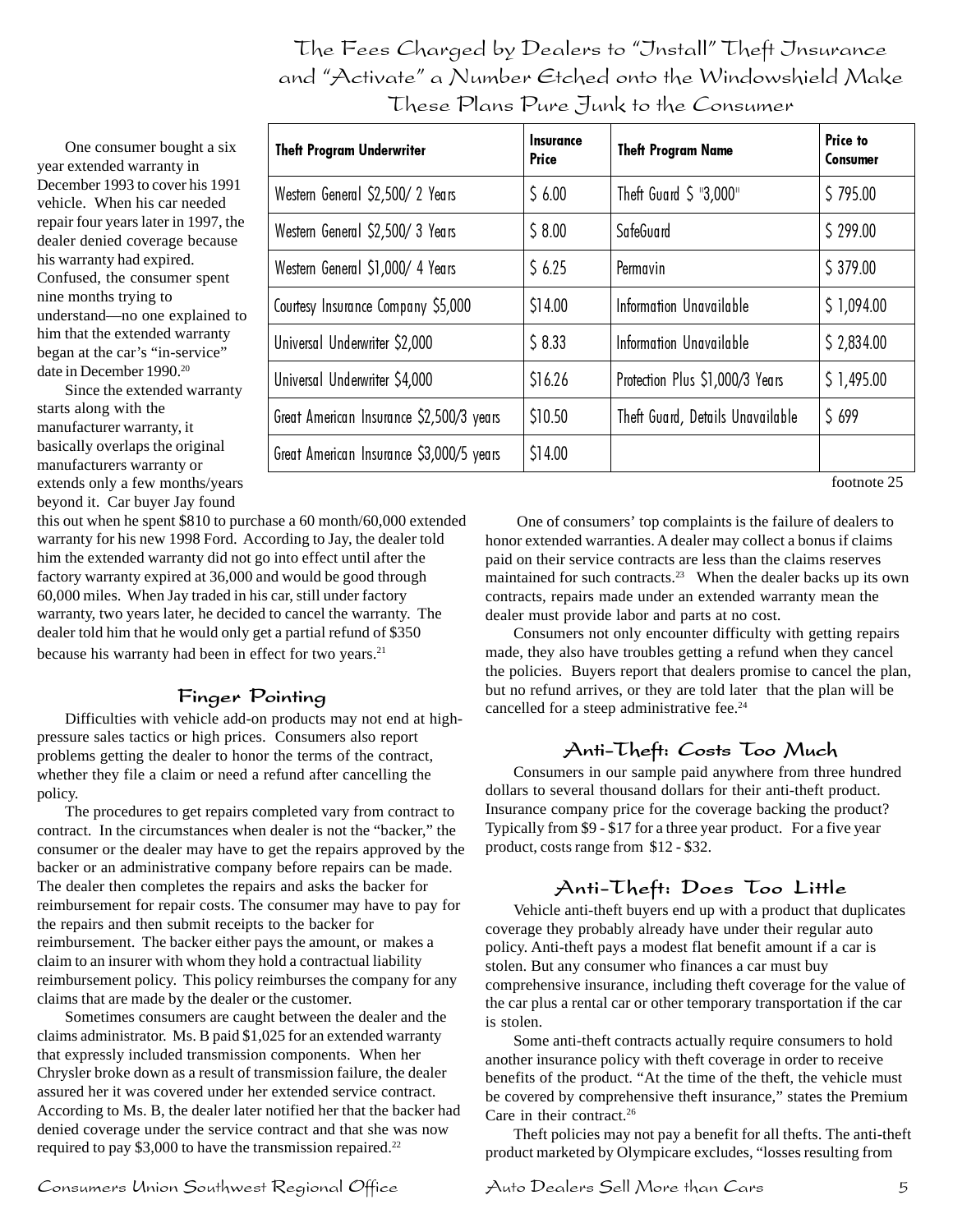## The Fees Charged by Dealers to "Install" Theft Insurance and "Activate" a Number Etched onto the Windowshield Make These Plans Pure Junk to the Consumer

| Theft Program Underwriter | Insurance Price | Theft Program Name | Price to Consumer |
|---|---|---|---|
| Western General $2,500/ 2 Years | $ 6.00 | Theft Guard $ "3,000" | $ 795.00 |
| Western General $2,500/ 3 Years | $ 8.00 | SafeGuard | $ 299.00 |
| Western General $1,000/ 4 Years | $ 6.25 | Permavin | $ 379.00 |
| Courtesy Insurance Company $5,000 | $14.00 | Information Unavailable | $ 1,094.00 |
| Universal Underwriter $2,000 | $ 8.33 | Information Unavailable | $ 2,834.00 |
| Universal Underwriter $4,000 | $16.26 | Protection Plus $1,000/3 Years | $ 1,495.00 |
| Great American Insurance $2,500/3 years | $10.50 | Theft Guard, Details Unavailable | $ 699 |
| Great American Insurance $3,000/5 years | $14.00 | | |

footnote 25

One consumer bought a six year extended warranty in December 1993 to cover his 1991 vehicle. When his car needed repair four years later in 1997, the dealer denied coverage because his warranty had expired. Confused, the consumer spent nine months trying to understand—no one explained to him that the extended warranty began at the car's "in-service" date in December 1990.[20]

Since the extended warranty starts along with the manufacturer warranty, it basically overlaps the original manufacturers warranty or extends only a few months/years beyond it. Car buyer Jay found this out when he spent $810 to purchase a 60 month/60,000 extended warranty for his new 1998 Ford. According to Jay, the dealer told him the extended warranty did not go into effect until after the factory warranty expired at 36,000 and would be good through 60,000 miles. When Jay traded in his car, still under factory warranty, two years later, he decided to cancel the warranty. The dealer told him that he would only get a partial refund of $350 because his warranty had been in effect for two years.[21]

### Finger Pointing

Difficulties with vehicle add-on products may not end at high-pressure sales tactics or high prices. Consumers also report problems getting the dealer to honor the terms of the contract, whether they file a claim or need a refund after cancelling the policy.

The procedures to get repairs completed vary from contract to contract. In the circumstances when dealer is not the "backer," the consumer or the dealer may have to get the repairs approved by the backer or an administrative company before repairs can be made. The dealer then completes the repairs and asks the backer for reimbursement for repair costs. The consumer may have to pay for the repairs and then submit receipts to the backer for reimbursement. The backer either pays the amount, or makes a claim to an insurer with whom they hold a contractual liability reimbursement policy. This policy reimburses the company for any claims that are made by the dealer or the customer.

Sometimes consumers are caught between the dealer and the claims administrator. Ms. B paid $1,025 for an extended warranty that expressly included transmission components. When her Chrysler broke down as a result of transmission failure, the dealer assured her it was covered under her extended service contract. According to Ms. B, the dealer later notified her that the backer had denied coverage under the service contract and that she was now required to pay $3,000 to have the transmission repaired.[22]

One of consumers' top complaints is the failure of dealers to honor extended warranties. A dealer may collect a bonus if claims paid on their service contracts are less than the claims reserves maintained for such contracts.[23] When the dealer backs up its own contracts, repairs made under an extended warranty mean the dealer must provide labor and parts at no cost.

Consumers not only encounter difficulty with getting repairs made, they also have troubles getting a refund when they cancel the policies. Buyers report that dealers promise to cancel the plan, but no refund arrives, or they are told later that the plan will be cancelled for a steep administrative fee.[24]

### Anti-Theft: Costs Too Much

Consumers in our sample paid anywhere from three hundred dollars to several thousand dollars for their anti-theft product. Insurance company price for the coverage backing the product? Typically from $9 - $17 for a three year product. For a five year product, costs range from $12 - $32.

### Anti-Theft: Does Too Little

Vehicle anti-theft buyers end up with a product that duplicates coverage they probably already have under their regular auto policy. Anti-theft pays a modest flat benefit amount if a car is stolen. But any consumer who finances a car must buy comprehensive insurance, including theft coverage for the value of the car plus a rental car or other temporary transportation if the car is stolen.

Some anti-theft contracts actually require consumers to hold another insurance policy with theft coverage in order to receive benefits of the product. "At the time of the theft, the vehicle must be covered by comprehensive theft insurance," states the Premium Care in their contract.[26]

Theft policies may not pay a benefit for all thefts. The anti-theft product marketed by Olympicare excludes, "losses resulting from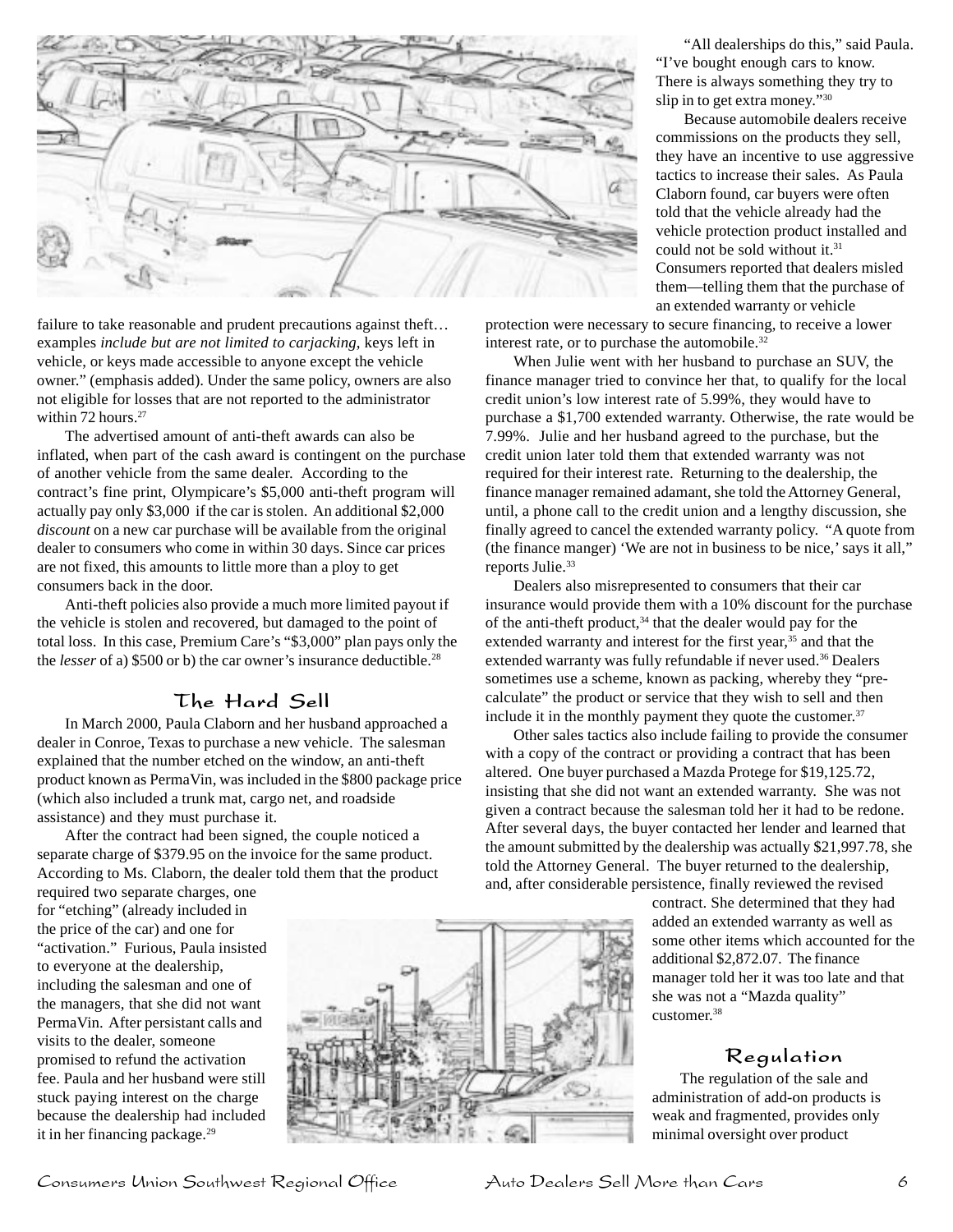failure to take reasonable and prudent precautions against theft… examples *include but are not limited to carjacking*, keys left in vehicle, or keys made accessible to anyone except the vehicle owner." (emphasis added). Under the same policy, owners are also not eligible for losses that are not reported to the administrator within 72 hours.[27]

The advertised amount of anti-theft awards can also be inflated, when part of the cash award is contingent on the purchase of another vehicle from the same dealer. According to the contract's fine print, Olympicare's $5,000 anti-theft program will actually pay only $3,000 if the car is stolen. An additional $2,000 *discount* on a new car purchase will be available from the original dealer to consumers who come in within 30 days. Since car prices are not fixed, this amounts to little more than a ploy to get consumers back in the door.

Anti-theft policies also provide a much more limited payout if the vehicle is stolen and recovered, but damaged to the point of total loss. In this case, Premium Care's "$3,000" plan pays only the the *lesser* of a) $500 or b) the car owner's insurance deductible.[28]

## The Hard Sell

In March 2000, Paula Claborn and her husband approached a dealer in Conroe, Texas to purchase a new vehicle. The salesman explained that the number etched on the window, an anti-theft product known as PermaVin, was included in the $800 package price (which also included a trunk mat, cargo net, and roadside assistance) and they must purchase it.

After the contract had been signed, the couple noticed a separate charge of $379.95 on the invoice for the same product. According to Ms. Claborn, the dealer told them that the product required two separate charges, one for "etching" (already included in the price of the car) and one for "activation." Furious, Paula insisted to everyone at the dealership, including the salesman and one of the managers, that she did not want PermaVin. After persistant calls and visits to the dealer, someone promised to refund the activation fee. Paula and her husband were still stuck paying interest on the charge because the dealership had included it in her financing package.[29]

"All dealerships do this," said Paula. "I've bought enough cars to know. There is always something they try to slip in to get extra money."[30]

Because automobile dealers receive commissions on the products they sell, they have an incentive to use aggressive tactics to increase their sales. As Paula Claborn found, car buyers were often told that the vehicle already had the vehicle protection product installed and could not be sold without it.[31] Consumers reported that dealers misled them—telling them that the purchase of an extended warranty or vehicle protection were necessary to secure financing, to receive a lower interest rate, or to purchase the automobile.[32]

When Julie went with her husband to purchase an SUV, the finance manager tried to convince her that, to qualify for the local credit union's low interest rate of 5.99%, they would have to purchase a $1,700 extended warranty. Otherwise, the rate would be 7.99%. Julie and her husband agreed to the purchase, but the credit union later told them that extended warranty was not required for their interest rate. Returning to the dealership, the finance manager remained adamant, she told the Attorney General, until, a phone call to the credit union and a lengthy discussion, she finally agreed to cancel the extended warranty policy. "A quote from (the finance manger) 'We are not in business to be nice,' says it all," reports Julie.[33]

Dealers also misrepresented to consumers that their car insurance would provide them with a 10% discount for the purchase of the anti-theft product,[34] that the dealer would pay for the extended warranty and interest for the first year,[35] and that the extended warranty was fully refundable if never used.[36] Dealers sometimes use a scheme, known as packing, whereby they "pre-calculate" the product or service that they wish to sell and then include it in the monthly payment they quote the customer.[37]

Other sales tactics also include failing to provide the consumer with a copy of the contract or providing a contract that has been altered. One buyer purchased a Mazda Protege for $19,125.72, insisting that she did not want an extended warranty. She was not given a contract because the salesman told her it had to be redone. After several days, the buyer contacted her lender and learned that the amount submitted by the dealership was actually $21,997.78, she told the Attorney General. The buyer returned to the dealership, and, after considerable persistence, finally reviewed the revised contract. She determined that they had added an extended warranty as well as some other items which accounted for the additional $2,872.07. The finance manager told her it was too late and that she was not a "Mazda quality" customer.[38]

## Regulation

The regulation of the sale and administration of add-on products is weak and fragmented, provides only minimal oversight over product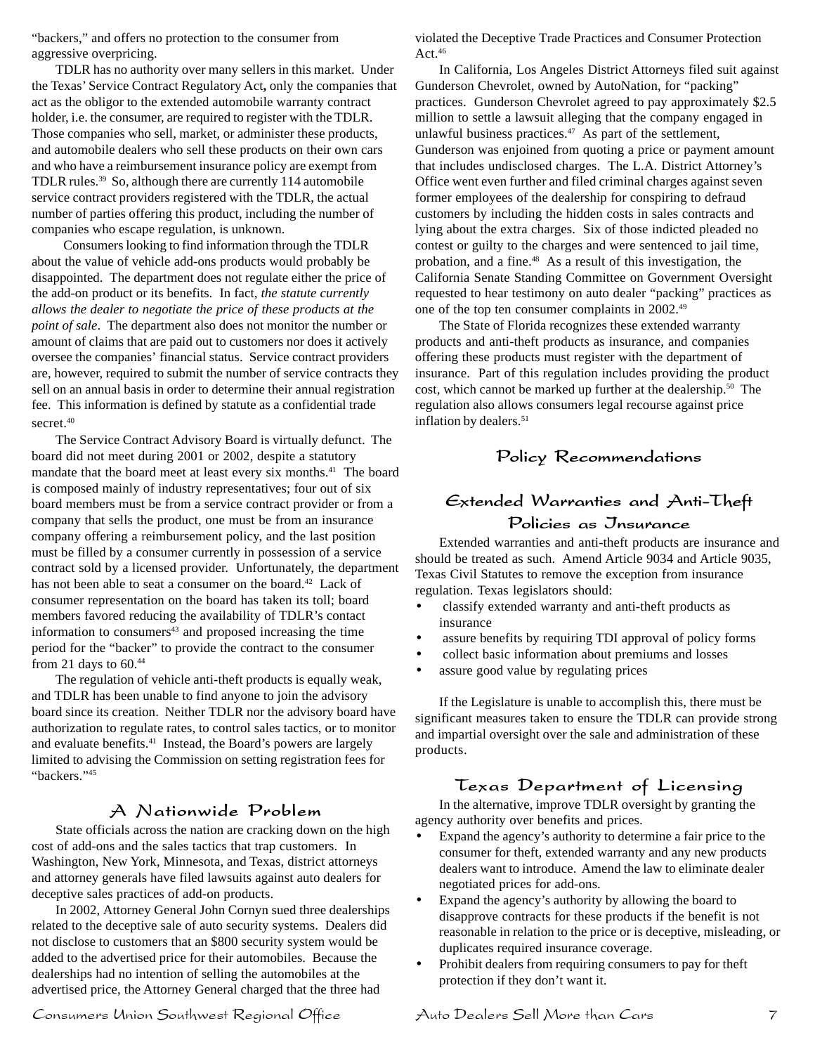"backers," and offers no protection to the consumer from aggressive overpricing.

TDLR has no authority over many sellers in this market. Under the Texas' Service Contract Regulatory Act, only the companies that act as the obligor to the extended automobile warranty contract holder, i.e. the consumer, are required to register with the TDLR. Those companies who sell, market, or administer these products, and automobile dealers who sell these products on their own cars and who have a reimbursement insurance policy are exempt from TDLR rules.[39] So, although there are currently 114 automobile service contract providers registered with the TDLR, the actual number of parties offering this product, including the number of companies who escape regulation, is unknown.

Consumers looking to find information through the TDLR about the value of vehicle add-ons products would probably be disappointed. The department does not regulate either the price of the add-on product or its benefits. In fact, *the statute currently allows the dealer to negotiate the price of these products at the point of sale*. The department also does not monitor the number or amount of claims that are paid out to customers nor does it actively oversee the companies' financial status. Service contract providers are, however, required to submit the number of service contracts they sell on an annual basis in order to determine their annual registration fee. This information is defined by statute as a confidential trade secret.[40]

The Service Contract Advisory Board is virtually defunct. The board did not meet during 2001 or 2002, despite a statutory mandate that the board meet at least every six months.[41] The board is composed mainly of industry representatives; four out of six board members must be from a service contract provider or from a company that sells the product, one must be from an insurance company offering a reimbursement policy, and the last position must be filled by a consumer currently in possession of a service contract sold by a licensed provider. Unfortunately, the department has not been able to seat a consumer on the board.[42] Lack of consumer representation on the board has taken its toll; board members favored reducing the availability of TDLR's contact information to consumers[43] and proposed increasing the time period for the "backer" to provide the contract to the consumer from 21 days to 60.[44]

The regulation of vehicle anti-theft products is equally weak, and TDLR has been unable to find anyone to join the advisory board since its creation. Neither TDLR nor the advisory board have authorization to regulate rates, to control sales tactics, or to monitor and evaluate benefits.[41] Instead, the Board's powers are largely limited to advising the Commission on setting registration fees for "backers."[45]

## A Nationwide Problem

State officials across the nation are cracking down on the high cost of add-ons and the sales tactics that trap customers. In Washington, New York, Minnesota, and Texas, district attorneys and attorney generals have filed lawsuits against auto dealers for deceptive sales practices of add-on products.

In 2002, Attorney General John Cornyn sued three dealerships related to the deceptive sale of auto security systems. Dealers did not disclose to customers that an $800 security system would be added to the advertised price for their automobiles. Because the dealerships had no intention of selling the automobiles at the advertised price, the Attorney General charged that the three had violated the Deceptive Trade Practices and Consumer Protection Act.[46]

In California, Los Angeles District Attorneys filed suit against Gunderson Chevrolet, owned by AutoNation, for "packing" practices. Gunderson Chevrolet agreed to pay approximately $2.5 million to settle a lawsuit alleging that the company engaged in unlawful business practices.[47] As part of the settlement, Gunderson was enjoined from quoting a price or payment amount that includes undisclosed charges. The L.A. District Attorney's Office went even further and filed criminal charges against seven former employees of the dealership for conspiring to defraud customers by including the hidden costs in sales contracts and lying about the extra charges. Six of those indicted pleaded no contest or guilty to the charges and were sentenced to jail time, probation, and a fine.[48] As a result of this investigation, the California Senate Standing Committee on Government Oversight requested to hear testimony on auto dealer "packing" practices as one of the top ten consumer complaints in 2002.[49]

The State of Florida recognizes these extended warranty products and anti-theft products as insurance, and companies offering these products must register with the department of insurance. Part of this regulation includes providing the product cost, which cannot be marked up further at the dealership.[50] The regulation also allows consumers legal recourse against price inflation by dealers.[51]

## Policy Recommendations

### Extended Warranties and Anti-Theft Policies as Insurance

Extended warranties and anti-theft products are insurance and should be treated as such. Amend Article 9034 and Article 9035, Texas Civil Statutes to remove the exception from insurance regulation. Texas legislators should:

- classify extended warranty and anti-theft products as insurance
- assure benefits by requiring TDI approval of policy forms
- collect basic information about premiums and losses
- assure good value by regulating prices

If the Legislature is unable to accomplish this, there must be significant measures taken to ensure the TDLR can provide strong and impartial oversight over the sale and administration of these products.

### Texas Department of Licensing

In the alternative, improve TDLR oversight by granting the agency authority over benefits and prices.

- Expand the agency's authority to determine a fair price to the consumer for theft, extended warranty and any new products dealers want to introduce. Amend the law to eliminate dealer negotiated prices for add-ons.
- Expand the agency's authority by allowing the board to disapprove contracts for these products if the benefit is not reasonable in relation to the price or is deceptive, misleading, or duplicates required insurance coverage.
- Prohibit dealers from requiring consumers to pay for theft protection if they don't want it.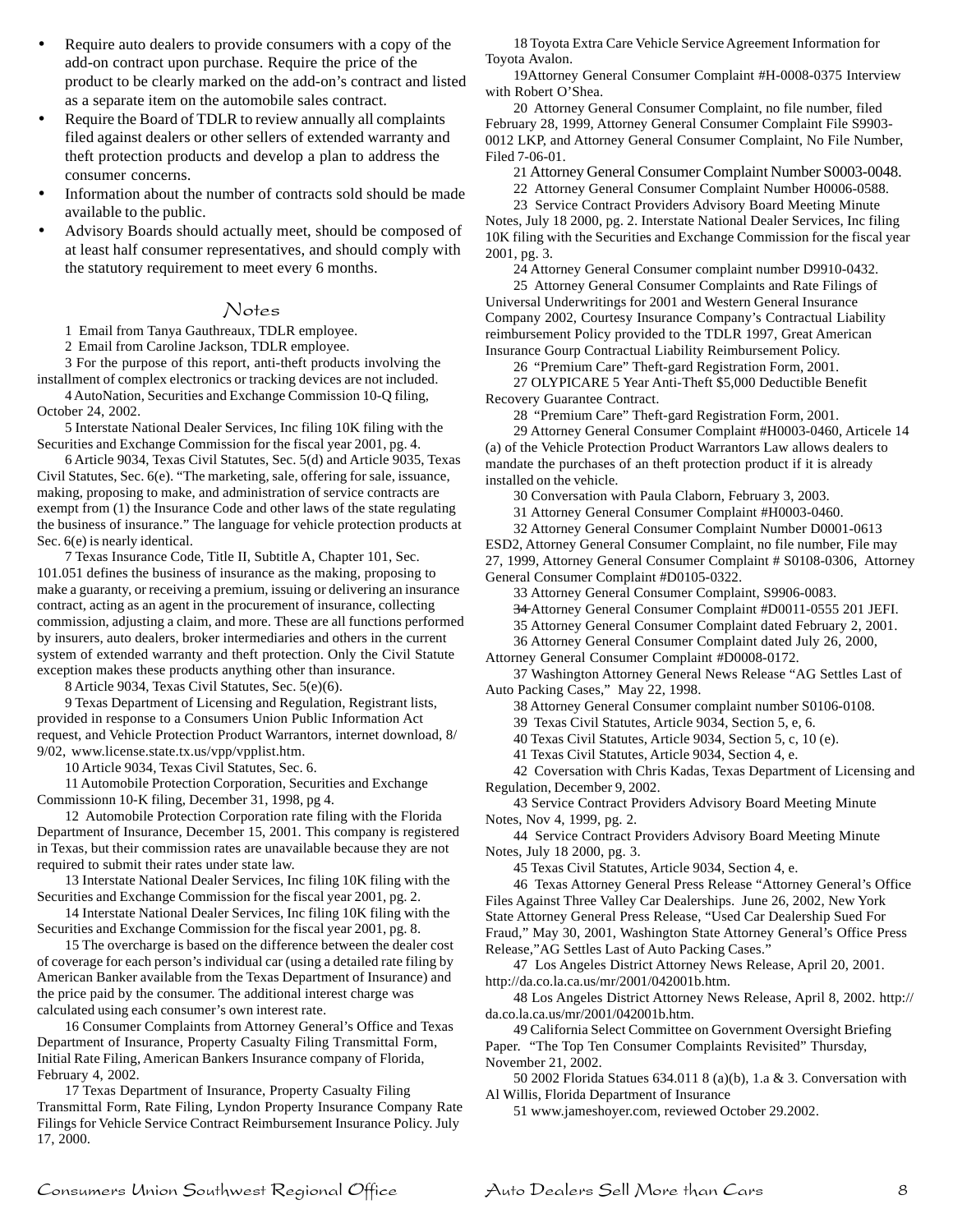- Require auto dealers to provide consumers with a copy of the add-on contract upon purchase. Require the price of the product to be clearly marked on the add-on's contract and listed as a separate item on the automobile sales contract.
- Require the Board of TDLR to review annually all complaints filed against dealers or other sellers of extended warranty and theft protection products and develop a plan to address the consumer concerns.
- Information about the number of contracts sold should be made available to the public.
- Advisory Boards should actually meet, should be composed of at least half consumer representatives, and should comply with the statutory requirement to meet every 6 months.

## Notes

1 Email from Tanya Gauthreaux, TDLR employee.

2 Email from Caroline Jackson, TDLR employee.

3 For the purpose of this report, anti-theft products involving the installment of complex electronics or tracking devices are not included.

4 AutoNation, Securities and Exchange Commission 10-Q filing, October 24, 2002.

5 Interstate National Dealer Services, Inc filing 10K filing with the Securities and Exchange Commission for the fiscal year 2001, pg. 4.

6 Article 9034, Texas Civil Statutes, Sec. 5(d) and Article 9035, Texas Civil Statutes, Sec. 6(e). "The marketing, sale, offering for sale, issuance, making, proposing to make, and administration of service contracts are exempt from (1) the Insurance Code and other laws of the state regulating the business of insurance." The language for vehicle protection products at Sec. 6(e) is nearly identical.

7 Texas Insurance Code, Title II, Subtitle A, Chapter 101, Sec. 101.051 defines the business of insurance as the making, proposing to make a guaranty, or receiving a premium, issuing or delivering an insurance contract, acting as an agent in the procurement of insurance, collecting commission, adjusting a claim, and more. These are all functions performed by insurers, auto dealers, broker intermediaries and others in the current system of extended warranty and theft protection. Only the Civil Statute exception makes these products anything other than insurance.

8 Article 9034, Texas Civil Statutes, Sec. 5(e)(6).

9 Texas Department of Licensing and Regulation, Registrant lists, provided in response to a Consumers Union Public Information Act request, and Vehicle Protection Product Warrantors, internet download, 8/9/02, www.license.state.tx.us/vpp/vpplist.htm.

10 Article 9034, Texas Civil Statutes, Sec. 6.

11 Automobile Protection Corporation, Securities and Exchange Commissionn 10-K filing, December 31, 1998, pg 4.

12 Automobile Protection Corporation rate filing with the Florida Department of Insurance, December 15, 2001. This company is registered in Texas, but their commission rates are unavailable because they are not required to submit their rates under state law.

13 Interstate National Dealer Services, Inc filing 10K filing with the Securities and Exchange Commission for the fiscal year 2001, pg. 2.

14 Interstate National Dealer Services, Inc filing 10K filing with the Securities and Exchange Commission for the fiscal year 2001, pg. 8.

15 The overcharge is based on the difference between the dealer cost of coverage for each person's individual car (using a detailed rate filing by American Banker available from the Texas Department of Insurance) and the price paid by the consumer. The additional interest charge was calculated using each consumer's own interest rate.

16 Consumer Complaints from Attorney General's Office and Texas Department of Insurance, Property Casualty Filing Transmittal Form, Initial Rate Filing, American Bankers Insurance company of Florida, February 4, 2002.

17 Texas Department of Insurance, Property Casualty Filing Transmittal Form, Rate Filing, Lyndon Property Insurance Company Rate Filings for Vehicle Service Contract Reimbursement Insurance Policy. July 17, 2000.

18 Toyota Extra Care Vehicle Service Agreement Information for Toyota Avalon.

19Attorney General Consumer Complaint #H-0008-0375 Interview with Robert O'Shea.

20 Attorney General Consumer Complaint, no file number, filed February 28, 1999, Attorney General Consumer Complaint File S9903-0012 LKP, and Attorney General Consumer Complaint, No File Number, Filed 7-06-01.

21 Attorney General Consumer Complaint Number S0003-0048.

22 Attorney General Consumer Complaint Number H0006-0588.

23 Service Contract Providers Advisory Board Meeting Minute Notes, July 18 2000, pg. 2. Interstate National Dealer Services, Inc filing 10K filing with the Securities and Exchange Commission for the fiscal year 2001, pg. 3.

24 Attorney General Consumer complaint number D9910-0432.

25 Attorney General Consumer Complaints and Rate Filings of Universal Underwritings for 2001 and Western General Insurance Company 2002, Courtesy Insurance Company's Contractual Liability reimbursement Policy provided to the TDLR 1997, Great American Insurance Gourp Contractual Liability Reimbursement Policy.

26 "Premium Care" Theft-gard Registration Form, 2001.

27 OLYPICARE 5 Year Anti-Theft $5,000 Deductible Benefit Recovery Guarantee Contract.

28 "Premium Care" Theft-gard Registration Form, 2001.

29 Attorney General Consumer Complaint #H0003-0460, Articele 14 (a) of the Vehicle Protection Product Warrantors Law allows dealers to mandate the purchases of an theft protection product if it is already installed on the vehicle.

30 Conversation with Paula Claborn, February 3, 2003.

31 Attorney General Consumer Complaint #H0003-0460.

32 Attorney General Consumer Complaint Number D0001-0613 ESD2, Attorney General Consumer Complaint, no file number, File may 27, 1999, Attorney General Consumer Complaint # S0108-0306, Attorney General Consumer Complaint #D0105-0322.

33 Attorney General Consumer Complaint, S9906-0083.

~~34~~ Attorney General Consumer Complaint #D0011-0555 201 JEFI.

35 Attorney General Consumer Complaint dated February 2, 2001.

36 Attorney General Consumer Complaint dated July 26, 2000, Attorney General Consumer Complaint #D0008-0172.

37 Washington Attorney General News Release "AG Settles Last of Auto Packing Cases," May 22, 1998.

38 Attorney General Consumer complaint number S0106-0108.

39 Texas Civil Statutes, Article 9034, Section 5, e, 6.

40 Texas Civil Statutes, Article 9034, Section 5, c, 10 (e).

41 Texas Civil Statutes, Article 9034, Section 4, e.

42 Coversation with Chris Kadas, Texas Department of Licensing and Regulation, December 9, 2002.

43 Service Contract Providers Advisory Board Meeting Minute Notes, Nov 4, 1999, pg. 2.

44 Service Contract Providers Advisory Board Meeting Minute Notes, July 18 2000, pg. 3.

45 Texas Civil Statutes, Article 9034, Section 4, e.

46 Texas Attorney General Press Release "Attorney General's Office Files Against Three Valley Car Dealerships. June 26, 2002, New York State Attorney General Press Release, "Used Car Dealership Sued For Fraud," May 30, 2001, Washington State Attorney General's Office Press Release,"AG Settles Last of Auto Packing Cases."

47 Los Angeles District Attorney News Release, April 20, 2001. http://da.co.la.ca.us/mr/2001/042001b.htm.

48 Los Angeles District Attorney News Release, April 8, 2002. http://da.co.la.ca.us/mr/2001/042001b.htm.

49 California Select Committee on Government Oversight Briefing Paper. "The Top Ten Consumer Complaints Revisited" Thursday, November 21, 2002.

50 2002 Florida Statues 634.011 8 (a)(b), 1.a & 3. Conversation with Al Willis, Florida Department of Insurance

51 www.jameshoyer.com, reviewed October 29.2002.